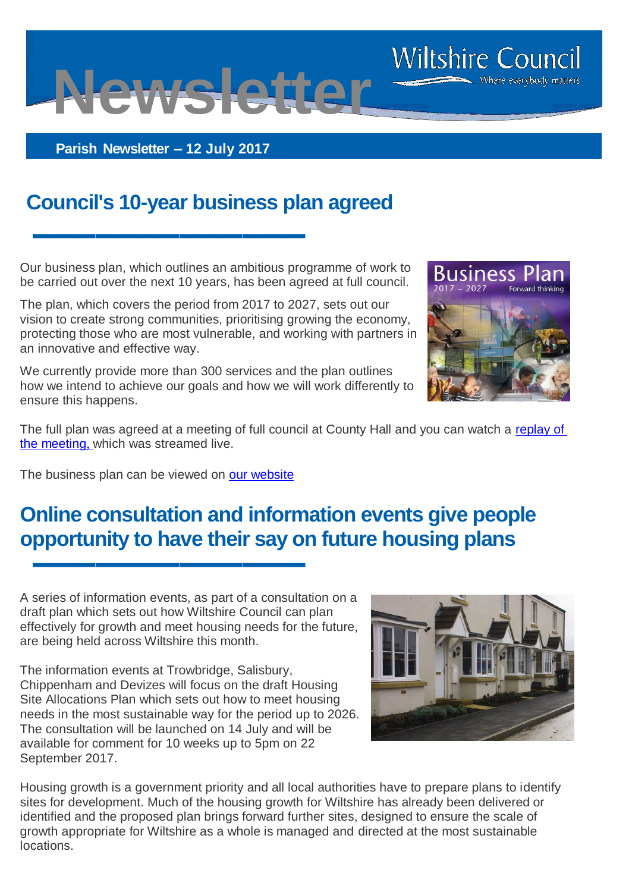# Newsletter

Wiltshire Council

Where everybody matters

**Parish Newsletter – 12 July 2017**

## Council's 10-year business plan agreed

Our business plan, which outlines an ambitious programme of work to be carried out over the next 10 years, has been agreed at full council.

The plan, which covers the period from 2017 to 2027, sets out our vision to create strong communities, prioritising growing the economy, protecting those who are most vulnerable, and working with partners in an innovative and effective way.

We currently provide more than 300 services and the plan outlines how we intend to achieve our goals and how we will work differently to ensure this happens.

The full plan was agreed at a meeting of full council at County Hall and you can watch a replay of the meeting, which was streamed live.

The business plan can be viewed on our website

## Online consultation and information events give people opportunity to have their say on future housing plans

A series of information events, as part of a consultation on a draft plan which sets out how Wiltshire Council can plan effectively for growth and meet housing needs for the future, are being held across Wiltshire this month.

The information events at Trowbridge, Salisbury, Chippenham and Devizes will focus on the draft Housing Site Allocations Plan which sets out how to meet housing needs in the most sustainable way for the period up to 2026. The consultation will be launched on 14 July and will be available for comment for 10 weeks up to 5pm on 22 September 2017.

Housing growth is a government priority and all local authorities have to prepare plans to identify sites for development. Much of the housing growth for Wiltshire has already been delivered or identified and the proposed plan brings forward further sites, designed to ensure the scale of growth appropriate for Wiltshire as a whole is managed and directed at the most sustainable locations.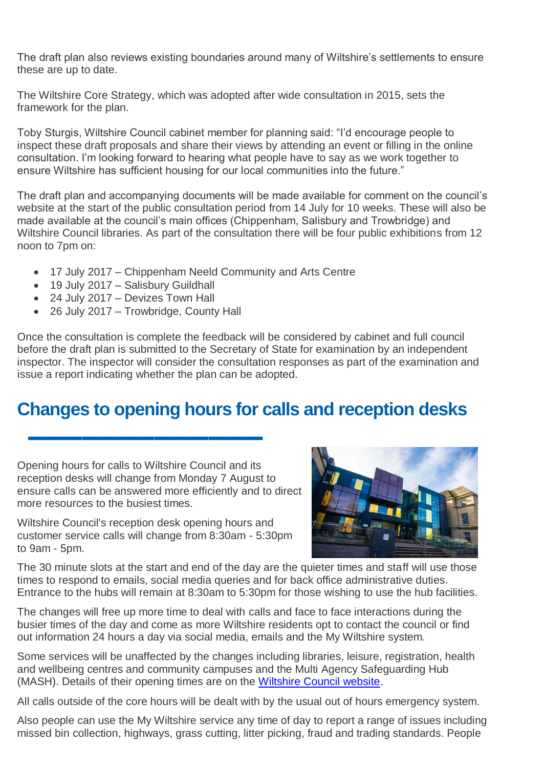The draft plan also reviews existing boundaries around many of Wiltshire's settlements to ensure these are up to date.

The Wiltshire Core Strategy, which was adopted after wide consultation in 2015, sets the framework for the plan.

Toby Sturgis, Wiltshire Council cabinet member for planning said: "I'd encourage people to inspect these draft proposals and share their views by attending an event or filling in the online consultation. I'm looking forward to hearing what people have to say as we work together to ensure Wiltshire has sufficient housing for our local communities into the future."

The draft plan and accompanying documents will be made available for comment on the council's website at the start of the public consultation period from 14 July for 10 weeks. These will also be made available at the council's main offices (Chippenham, Salisbury and Trowbridge) and Wiltshire Council libraries. As part of the consultation there will be four public exhibitions from 12 noon to 7pm on:

- 17 July 2017 – Chippenham Neeld Community and Arts Centre
- 19 July 2017 – Salisbury Guildhall
- 24 July 2017 – Devizes Town Hall
- 26 July 2017 – Trowbridge, County Hall

Once the consultation is complete the feedback will be considered by cabinet and full council before the draft plan is submitted to the Secretary of State for examination by an independent inspector. The inspector will consider the consultation responses as part of the examination and issue a report indicating whether the plan can be adopted.

## Changes to opening hours for calls and reception desks

Opening hours for calls to Wiltshire Council and its reception desks will change from Monday 7 August to ensure calls can be answered more efficiently and to direct more resources to the busiest times.

Wiltshire Council's reception desk opening hours and customer service calls will change from 8:30am - 5:30pm to 9am - 5pm.

The 30 minute slots at the start and end of the day are the quieter times and staff will use those times to respond to emails, social media queries and for back office administrative duties. Entrance to the hubs will remain at 8:30am to 5:30pm for those wishing to use the hub facilities.

The changes will free up more time to deal with calls and face to face interactions during the busier times of the day and come as more Wiltshire residents opt to contact the council or find out information 24 hours a day via social media, emails and the My Wiltshire system.

Some services will be unaffected by the changes including libraries, leisure, registration, health and wellbeing centres and community campuses and the Multi Agency Safeguarding Hub (MASH). Details of their opening times are on the Wiltshire Council website.

All calls outside of the core hours will be dealt with by the usual out of hours emergency system.

Also people can use the My Wiltshire service any time of day to report a range of issues including missed bin collection, highways, grass cutting, litter picking, fraud and trading standards. People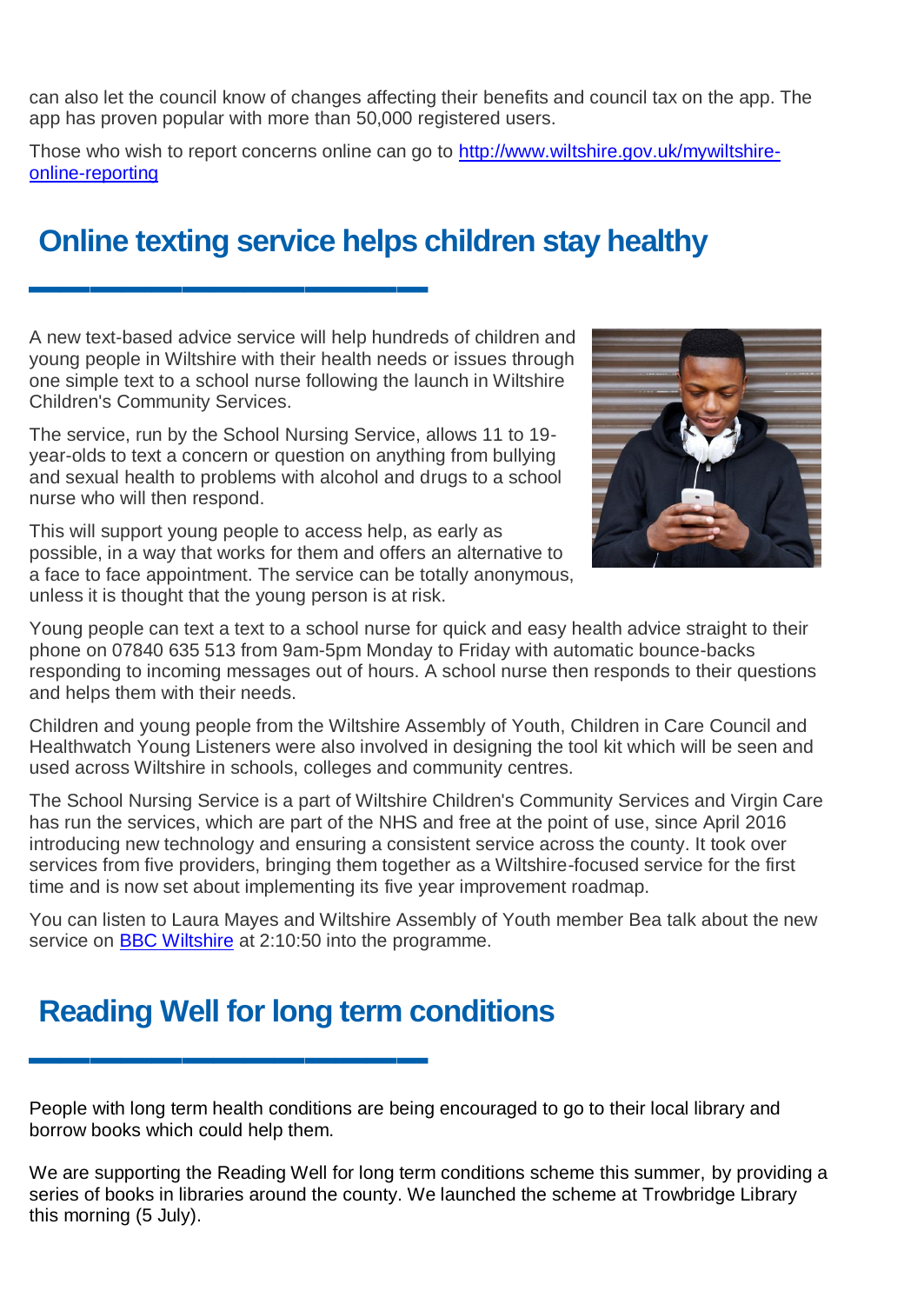can also let the council know of changes affecting their benefits and council tax on the app. The app has proven popular with more than 50,000 registered users.

Those who wish to report concerns online can go to [http://www.wiltshire.gov.uk/mywiltshire-online-reporting](http://www.wiltshire.gov.uk/mywiltshire-online-reporting)

## Online texting service helps children stay healthy

A new text-based advice service will help hundreds of children and young people in Wiltshire with their health needs or issues through one simple text to a school nurse following the launch in Wiltshire Children's Community Services.

The service, run by the School Nursing Service, allows 11 to 19-year-olds to text a concern or question on anything from bullying and sexual health to problems with alcohol and drugs to a school nurse who will then respond.

This will support young people to access help, as early as possible, in a way that works for them and offers an alternative to a face to face appointment. The service can be totally anonymous, unless it is thought that the young person is at risk.

Young people can text a text to a school nurse for quick and easy health advice straight to their phone on 07840 635 513 from 9am-5pm Monday to Friday with automatic bounce-backs responding to incoming messages out of hours. A school nurse then responds to their questions and helps them with their needs.

Children and young people from the Wiltshire Assembly of Youth, Children in Care Council and Healthwatch Young Listeners were also involved in designing the tool kit which will be seen and used across Wiltshire in schools, colleges and community centres.

The School Nursing Service is a part of Wiltshire Children's Community Services and Virgin Care has run the services, which are part of the NHS and free at the point of use, since April 2016 introducing new technology and ensuring a consistent service across the county. It took over services from five providers, bringing them together as a Wiltshire-focused service for the first time and is now set about implementing its five year improvement roadmap.

You can listen to Laura Mayes and Wiltshire Assembly of Youth member Bea talk about the new service on BBC Wiltshire at 2:10:50 into the programme.

## Reading Well for long term conditions

People with long term health conditions are being encouraged to go to their local library and borrow books which could help them.

We are supporting the Reading Well for long term conditions scheme this summer, by providing a series of books in libraries around the county. We launched the scheme at Trowbridge Library this morning (5 July).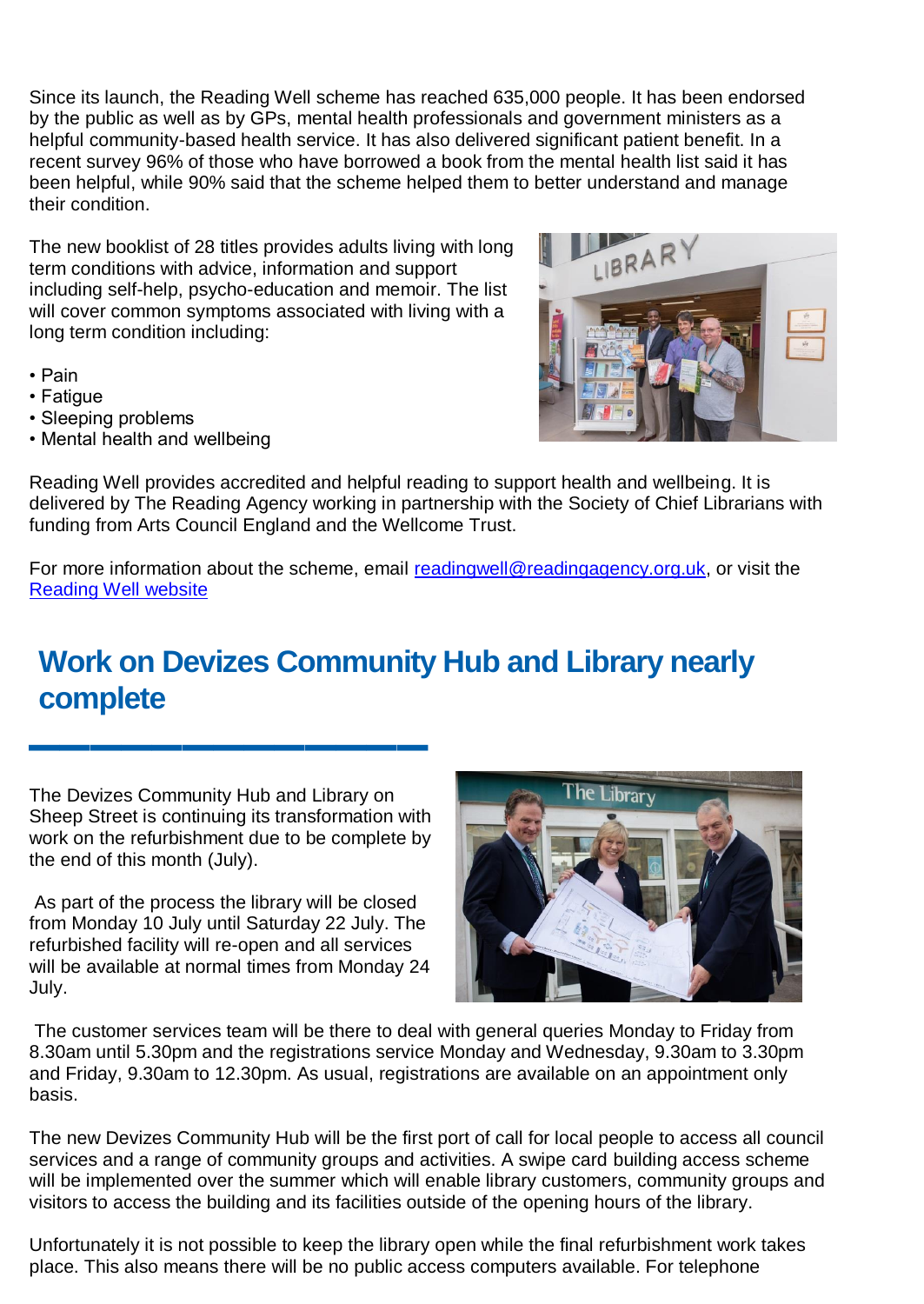Since its launch, the Reading Well scheme has reached 635,000 people. It has been endorsed by the public as well as by GPs, mental health professionals and government ministers as a helpful community-based health service. It has also delivered significant patient benefit. In a recent survey 96% of those who have borrowed a book from the mental health list said it has been helpful, while 90% said that the scheme helped them to better understand and manage their condition.

The new booklist of 28 titles provides adults living with long term conditions with advice, information and support including self-help, psycho-education and memoir. The list will cover common symptoms associated with living with a long term condition including:

- Pain
- Fatigue
- Sleeping problems
- Mental health and wellbeing

Reading Well provides accredited and helpful reading to support health and wellbeing. It is delivered by The Reading Agency working in partnership with the Society of Chief Librarians with funding from Arts Council England and the Wellcome Trust.

For more information about the scheme, email [readingwell@readingagency.org.uk](mailto:readingwell@readingagency.org.uk), or visit the [Reading Well website]()

## Work on Devizes Community Hub and Library nearly complete

The Devizes Community Hub and Library on Sheep Street is continuing its transformation with work on the refurbishment due to be complete by the end of this month (July).

As part of the process the library will be closed from Monday 10 July until Saturday 22 July. The refurbished facility will re-open and all services will be available at normal times from Monday 24 July.

The customer services team will be there to deal with general queries Monday to Friday from 8.30am until 5.30pm and the registrations service Monday and Wednesday, 9.30am to 3.30pm and Friday, 9.30am to 12.30pm. As usual, registrations are available on an appointment only basis.

The new Devizes Community Hub will be the first port of call for local people to access all council services and a range of community groups and activities. A swipe card building access scheme will be implemented over the summer which will enable library customers, community groups and visitors to access the building and its facilities outside of the opening hours of the library.

Unfortunately it is not possible to keep the library open while the final refurbishment work takes place. This also means there will be no public access computers available. For telephone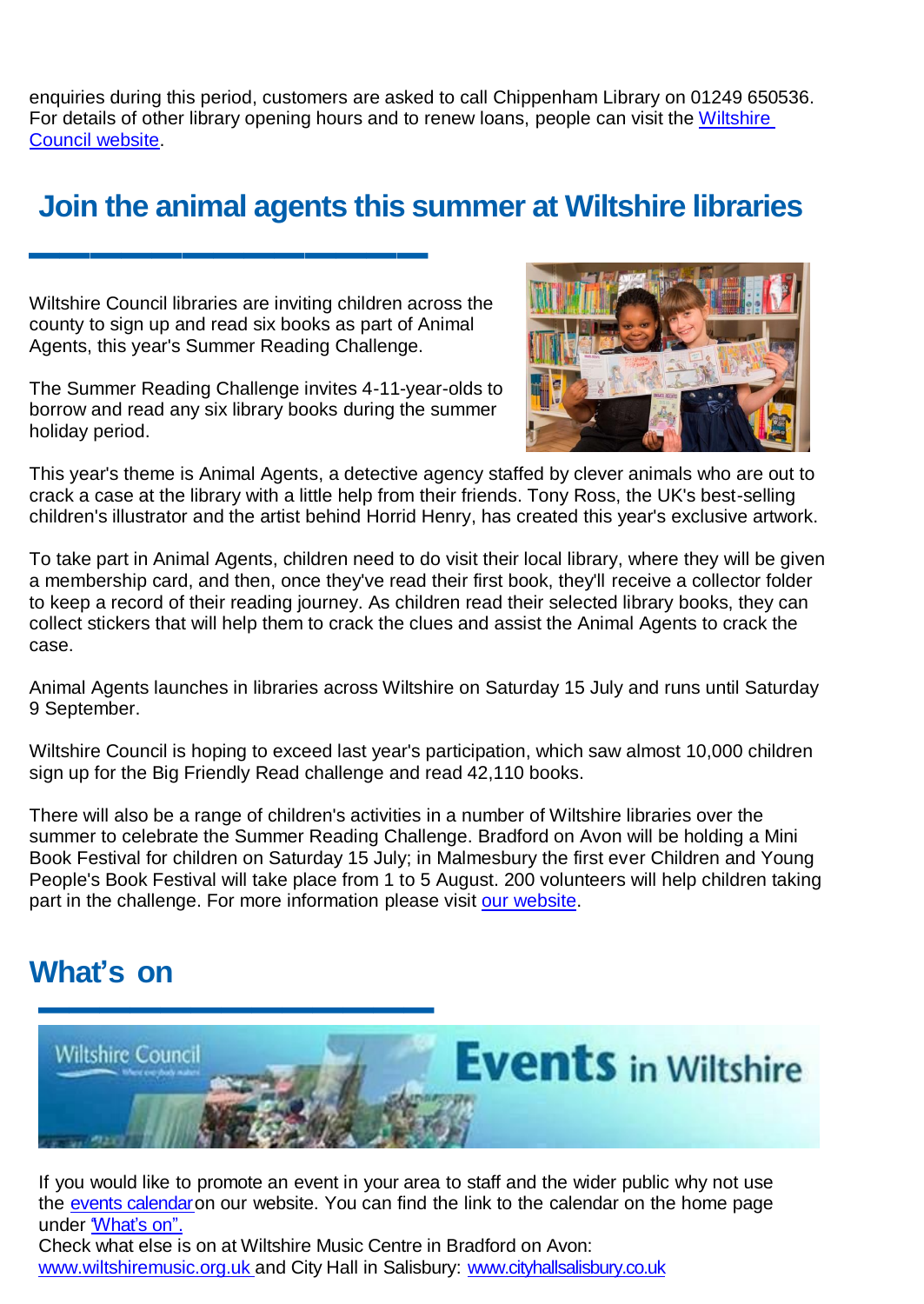enquiries during this period, customers are asked to call Chippenham Library on 01249 650536. For details of other library opening hours and to renew loans, people can visit the [Wiltshire Council website](#).

## Join the animal agents this summer at Wiltshire libraries

Wiltshire Council libraries are inviting children across the county to sign up and read six books as part of Animal Agents, this year's Summer Reading Challenge.

The Summer Reading Challenge invites 4-11-year-olds to borrow and read any six library books during the summer holiday period.

This year's theme is Animal Agents, a detective agency staffed by clever animals who are out to crack a case at the library with a little help from their friends. Tony Ross, the UK's best-selling children's illustrator and the artist behind Horrid Henry, has created this year's exclusive artwork.

To take part in Animal Agents, children need to do visit their local library, where they will be given a membership card, and then, once they've read their first book, they'll receive a collector folder to keep a record of their reading journey. As children read their selected library books, they can collect stickers that will help them to crack the clues and assist the Animal Agents to crack the case.

Animal Agents launches in libraries across Wiltshire on Saturday 15 July and runs until Saturday 9 September.

Wiltshire Council is hoping to exceed last year's participation, which saw almost 10,000 children sign up for the Big Friendly Read challenge and read 42,110 books.

There will also be a range of children's activities in a number of Wiltshire libraries over the summer to celebrate the Summer Reading Challenge. Bradford on Avon will be holding a Mini Book Festival for children on Saturday 15 July; in Malmesbury the first ever Children and Young People's Book Festival will take place from 1 to 5 August. 200 volunteers will help children taking part in the challenge. For more information please visit [our website](#).

## What's on

Wiltshire Council Events in Wiltshire

If you would like to promote an event in your area to staff and the wider public why not use the [events calendar](#) on our website. You can find the link to the calendar on the home page under ['What's on".](#)

Check what else is on at Wiltshire Music Centre in Bradford on Avon: [www.wiltshiremusic.org.uk](http://www.wiltshiremusic.org.uk) and City Hall in Salisbury: [www.cityhallsalisbury.co.uk](http://www.cityhallsalisbury.co.uk)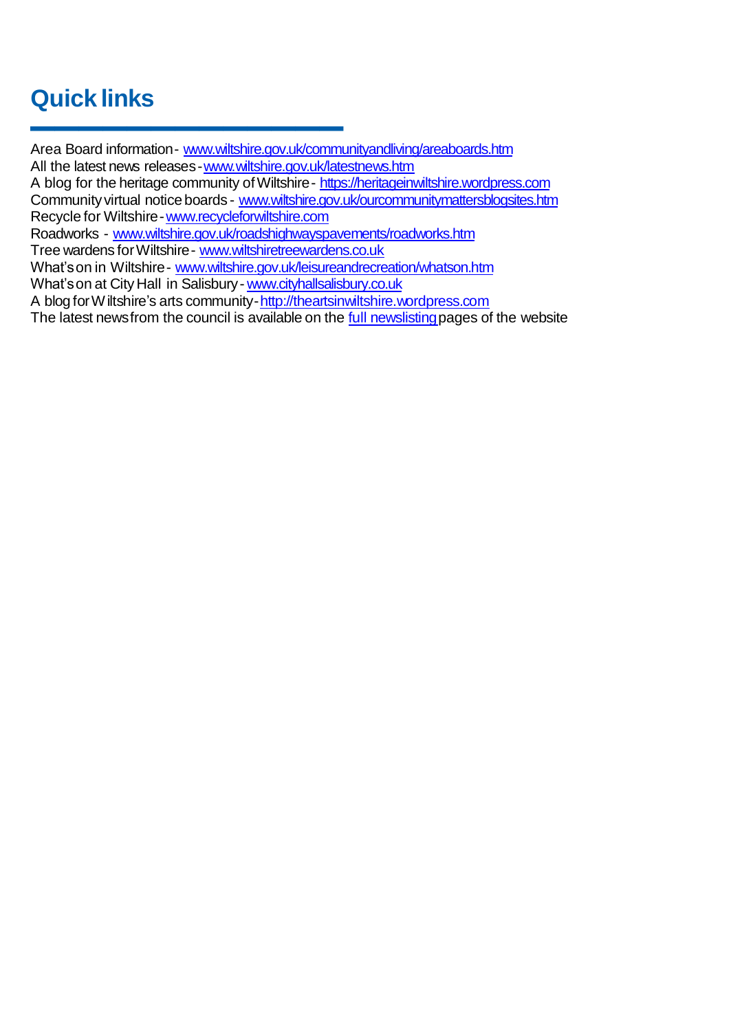# Quick links

Area Board information - www.wiltshire.gov.uk/communityandliving/areaboards.htm
All the latest news releases - www.wiltshire.gov.uk/latestnews.htm
A blog for the heritage community of Wiltshire - https://heritageinwiltshire.wordpress.com
Community virtual notice boards - www.wiltshire.gov.uk/ourcommunitymattersblogsites.htm
Recycle for Wiltshire - www.recycleforwiltshire.com
Roadworks - www.wiltshire.gov.uk/roadshighwayspavements/roadworks.htm
Tree wardens for Wiltshire - www.wiltshiretreewardens.co.uk
What's on in Wiltshire - www.wiltshire.gov.uk/leisureandrecreation/whatson.htm
What's on at City Hall in Salisbury - www.cityhallsalisbury.co.uk
A blog for Wiltshire's arts community - http://theartsinwiltshire.wordpress.com
The latest news from the council is available on the full newslisting pages of the website